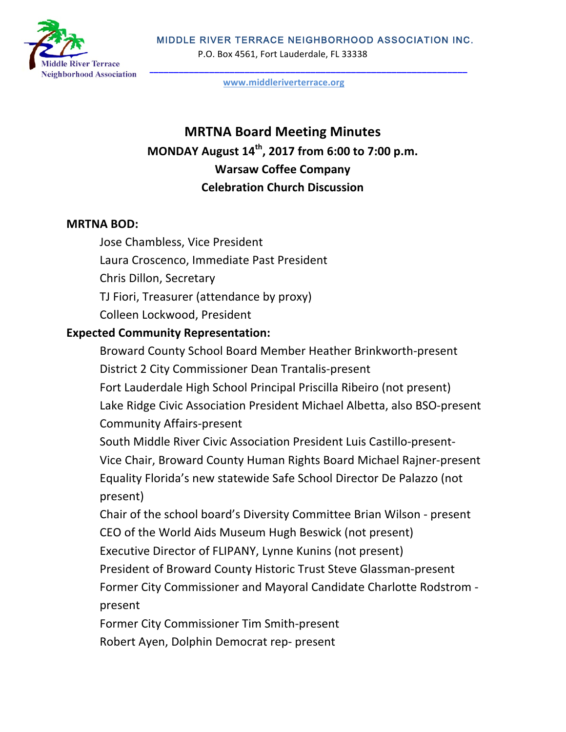MIDDLE RIVER TERRACE NEIGHBORHOOD ASSOCIATION INC.

P.O. Box 4561, Fort Lauderdale, FL 33338

www.middleriverterrace.org

# MRTNA Board Meeting Minutes

## MONDAY August 14th, 2017 from 6:00 to 7:00 p.m.

## Warsaw Coffee Company

## Celebration Church Discussion

**MRTNA BOD:**

- Jose Chambless, Vice President
- Laura Croscenco, Immediate Past President
- Chris Dillon, Secretary
- TJ Fiori, Treasurer (attendance by proxy)
- Colleen Lockwood, President

**Expected Community Representation:**

- Broward County School Board Member Heather Brinkworth-present
- District 2 City Commissioner Dean Trantalis-present
- Fort Lauderdale High School Principal Priscilla Ribeiro (not present)
- Lake Ridge Civic Association President Michael Albetta, also BSO-present Community Affairs-present
- South Middle River Civic Association President Luis Castillo-present-
- Vice Chair, Broward County Human Rights Board Michael Rajner-present
- Equality Florida's new statewide Safe School Director De Palazzo (not present)
- Chair of the school board's Diversity Committee Brian Wilson - present
- CEO of the World Aids Museum Hugh Beswick (not present)
- Executive Director of FLIPANY, Lynne Kunins (not present)
- President of Broward County Historic Trust Steve Glassman-present
- Former City Commissioner and Mayoral Candidate Charlotte Rodstrom - present
- Former City Commissioner Tim Smith-present
- Robert Ayen, Dolphin Democrat rep- present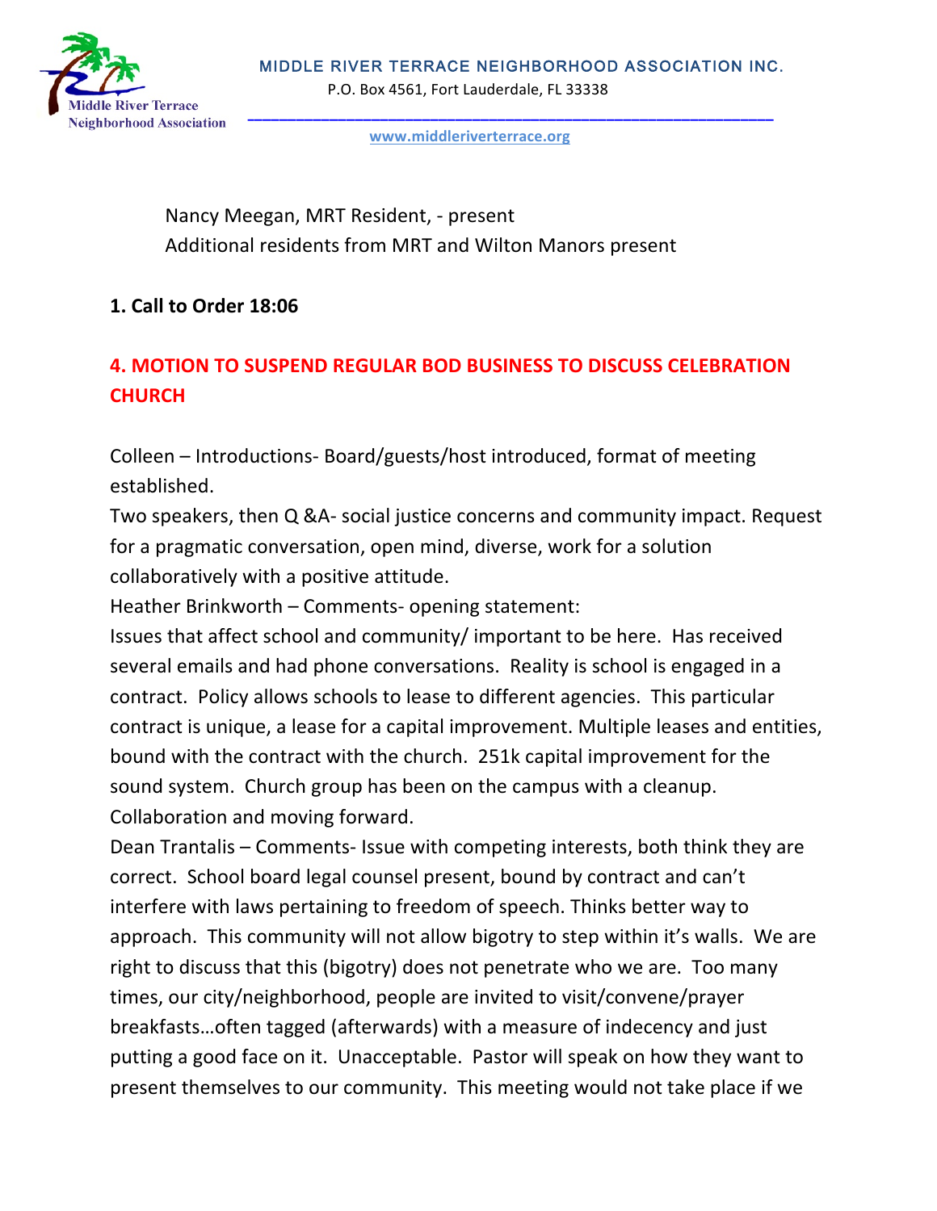Nancy Meegan, MRT Resident, - present
Additional residents from MRT and Wilton Manors present

**1. Call to Order 18:06**

**4. MOTION TO SUSPEND REGULAR BOD BUSINESS TO DISCUSS CELEBRATION CHURCH**

Colleen – Introductions- Board/guests/host introduced, format of meeting established.
Two speakers, then Q &A- social justice concerns and community impact. Request for a pragmatic conversation, open mind, diverse, work for a solution collaboratively with a positive attitude.
Heather Brinkworth – Comments- opening statement:
Issues that affect school and community/ important to be here. Has received several emails and had phone conversations. Reality is school is engaged in a contract. Policy allows schools to lease to different agencies. This particular contract is unique, a lease for a capital improvement. Multiple leases and entities, bound with the contract with the church. 251k capital improvement for the sound system. Church group has been on the campus with a cleanup. Collaboration and moving forward.
Dean Trantalis – Comments- Issue with competing interests, both think they are correct. School board legal counsel present, bound by contract and can't interfere with laws pertaining to freedom of speech. Thinks better way to approach. This community will not allow bigotry to step within it's walls. We are right to discuss that this (bigotry) does not penetrate who we are. Too many times, our city/neighborhood, people are invited to visit/convene/prayer breakfasts…often tagged (afterwards) with a measure of indecency and just putting a good face on it. Unacceptable. Pastor will speak on how they want to present themselves to our community. This meeting would not take place if we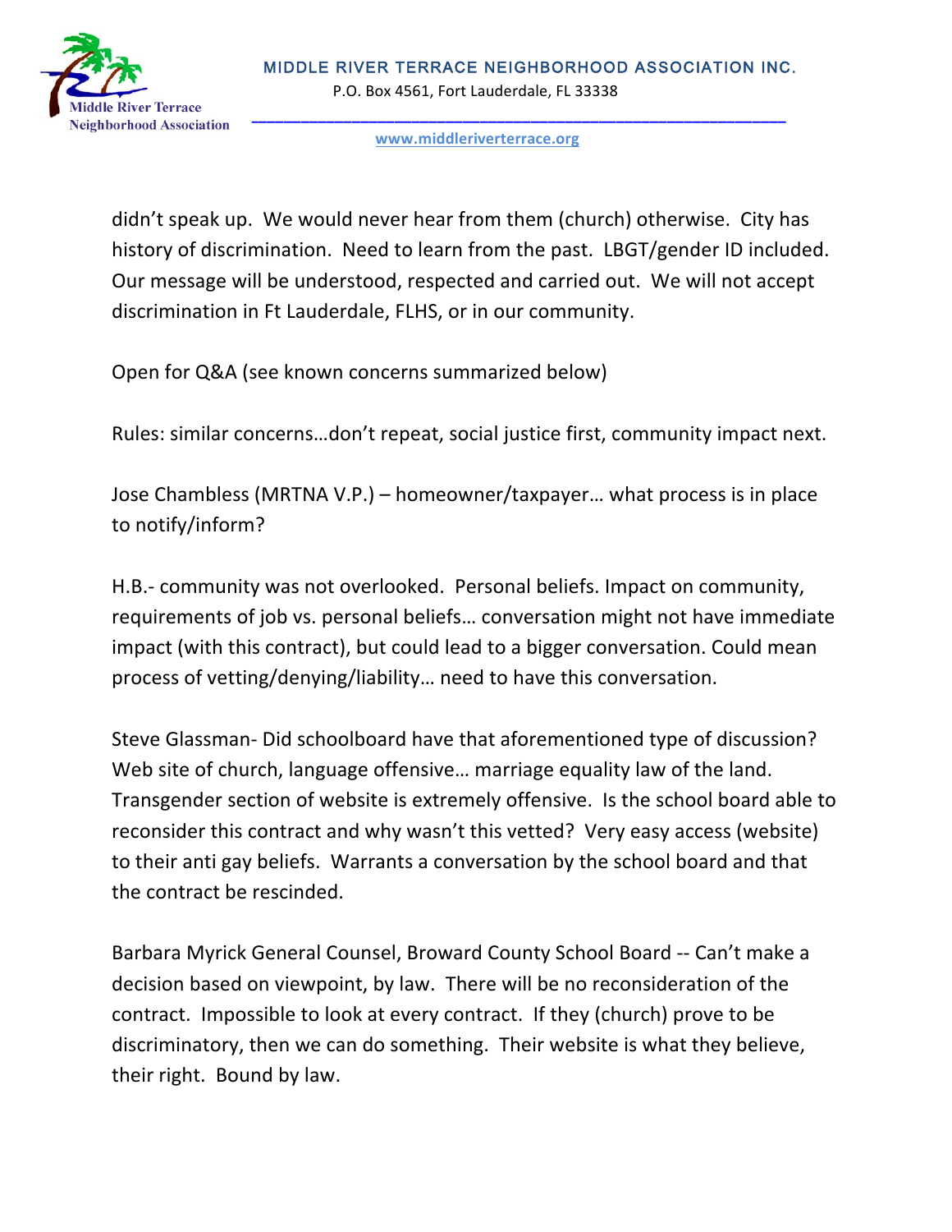didn't speak up. We would never hear from them (church) otherwise. City has history of discrimination. Need to learn from the past. LBGT/gender ID included. Our message will be understood, respected and carried out. We will not accept discrimination in Ft Lauderdale, FLHS, or in our community.

Open for Q&A (see known concerns summarized below)

Rules: similar concerns…don't repeat, social justice first, community impact next.

Jose Chambless (MRTNA V.P.) – homeowner/taxpayer… what process is in place to notify/inform?

H.B.- community was not overlooked. Personal beliefs. Impact on community, requirements of job vs. personal beliefs… conversation might not have immediate impact (with this contract), but could lead to a bigger conversation. Could mean process of vetting/denying/liability… need to have this conversation.

Steve Glassman- Did schoolboard have that aforementioned type of discussion? Web site of church, language offensive… marriage equality law of the land. Transgender section of website is extremely offensive. Is the school board able to reconsider this contract and why wasn't this vetted? Very easy access (website) to their anti gay beliefs. Warrants a conversation by the school board and that the contract be rescinded.

Barbara Myrick General Counsel, Broward County School Board -- Can't make a decision based on viewpoint, by law. There will be no reconsideration of the contract. Impossible to look at every contract. If they (church) prove to be discriminatory, then we can do something. Their website is what they believe, their right. Bound by law.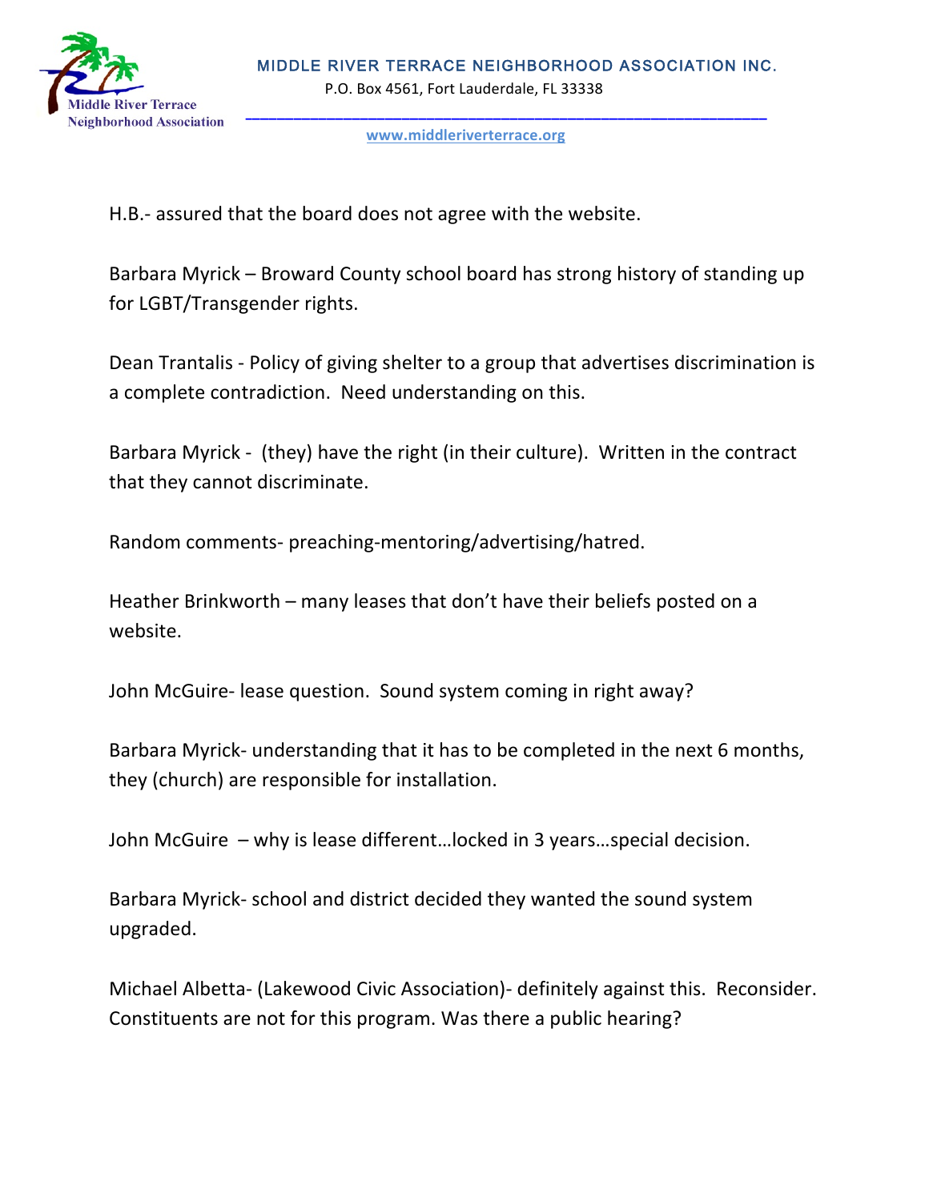H.B.- assured that the board does not agree with the website.

Barbara Myrick – Broward County school board has strong history of standing up for LGBT/Transgender rights.

Dean Trantalis - Policy of giving shelter to a group that advertises discrimination is a complete contradiction. Need understanding on this.

Barbara Myrick - (they) have the right (in their culture). Written in the contract that they cannot discriminate.

Random comments- preaching-mentoring/advertising/hatred.

Heather Brinkworth – many leases that don't have their beliefs posted on a website.

John McGuire- lease question. Sound system coming in right away?

Barbara Myrick- understanding that it has to be completed in the next 6 months, they (church) are responsible for installation.

John McGuire – why is lease different…locked in 3 years…special decision.

Barbara Myrick- school and district decided they wanted the sound system upgraded.

Michael Albetta- (Lakewood Civic Association)- definitely against this. Reconsider. Constituents are not for this program. Was there a public hearing?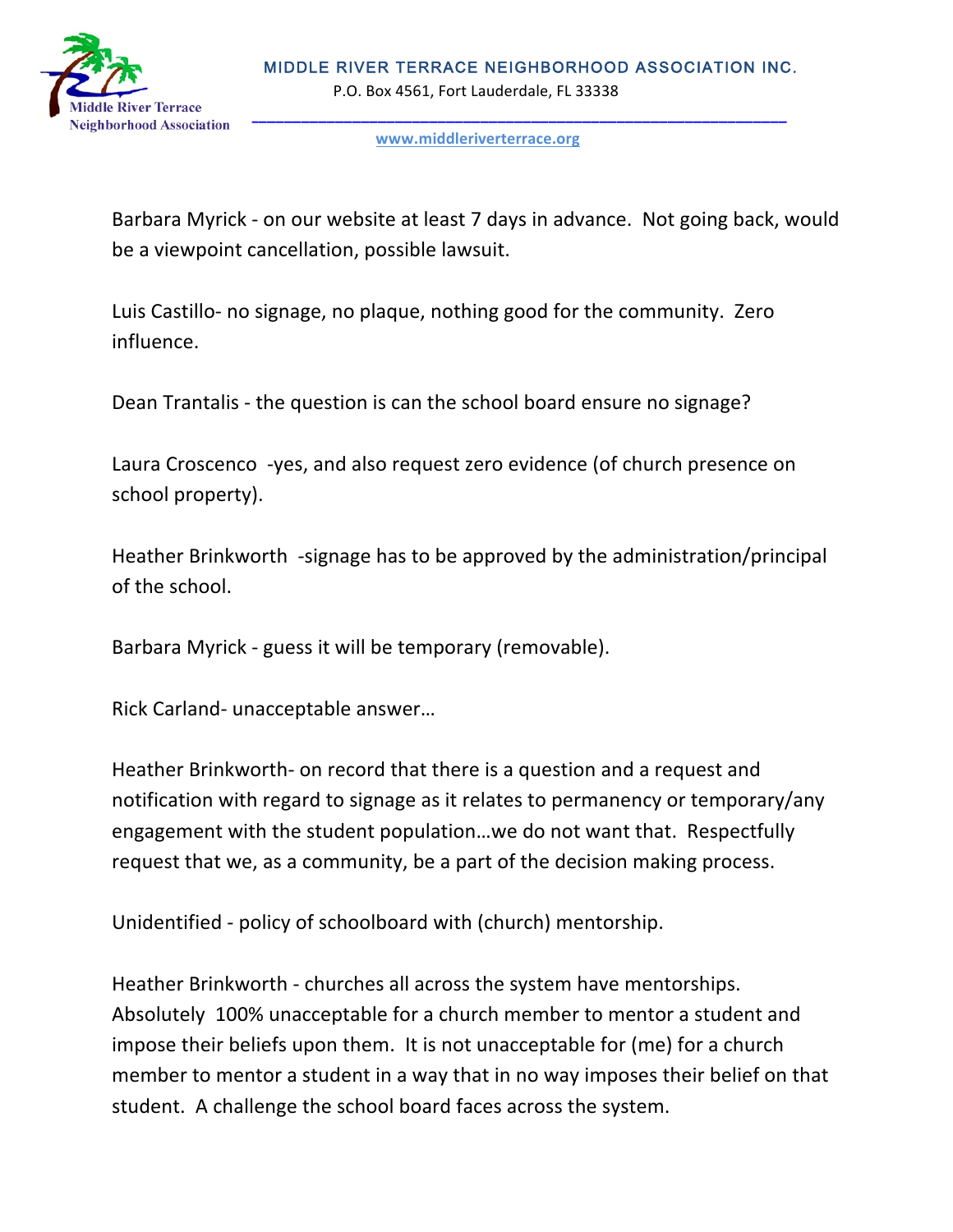Barbara Myrick - on our website at least 7 days in advance. Not going back, would be a viewpoint cancellation, possible lawsuit.

Luis Castillo- no signage, no plaque, nothing good for the community. Zero influence.

Dean Trantalis - the question is can the school board ensure no signage?

Laura Croscenco -yes, and also request zero evidence (of church presence on school property).

Heather Brinkworth -signage has to be approved by the administration/principal of the school.

Barbara Myrick - guess it will be temporary (removable).

Rick Carland- unacceptable answer…

Heather Brinkworth- on record that there is a question and a request and notification with regard to signage as it relates to permanency or temporary/any engagement with the student population…we do not want that. Respectfully request that we, as a community, be a part of the decision making process.

Unidentified - policy of schoolboard with (church) mentorship.

Heather Brinkworth - churches all across the system have mentorships. Absolutely 100% unacceptable for a church member to mentor a student and impose their beliefs upon them. It is not unacceptable for (me) for a church member to mentor a student in a way that in no way imposes their belief on that student. A challenge the school board faces across the system.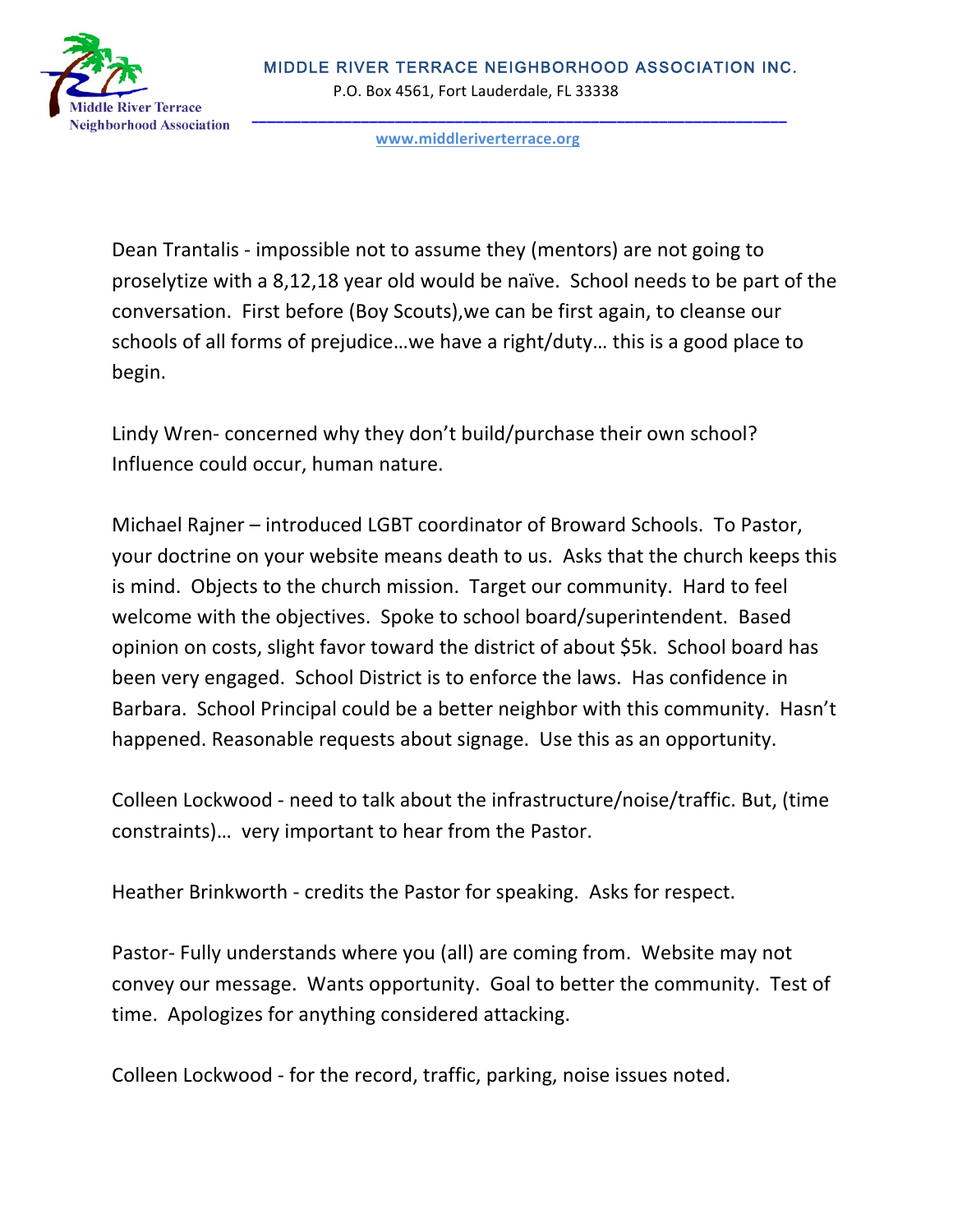Dean Trantalis - impossible not to assume they (mentors) are not going to proselytize with a 8,12,18 year old would be naïve. School needs to be part of the conversation. First before (Boy Scouts),we can be first again, to cleanse our schools of all forms of prejudice…we have a right/duty… this is a good place to begin.

Lindy Wren- concerned why they don't build/purchase their own school? Influence could occur, human nature.

Michael Rajner – introduced LGBT coordinator of Broward Schools. To Pastor, your doctrine on your website means death to us. Asks that the church keeps this is mind. Objects to the church mission. Target our community. Hard to feel welcome with the objectives. Spoke to school board/superintendent. Based opinion on costs, slight favor toward the district of about $5k. School board has been very engaged. School District is to enforce the laws. Has confidence in Barbara. School Principal could be a better neighbor with this community. Hasn't happened. Reasonable requests about signage. Use this as an opportunity.

Colleen Lockwood - need to talk about the infrastructure/noise/traffic. But, (time constraints)… very important to hear from the Pastor.

Heather Brinkworth - credits the Pastor for speaking. Asks for respect.

Pastor- Fully understands where you (all) are coming from. Website may not convey our message. Wants opportunity. Goal to better the community. Test of time. Apologizes for anything considered attacking.

Colleen Lockwood - for the record, traffic, parking, noise issues noted.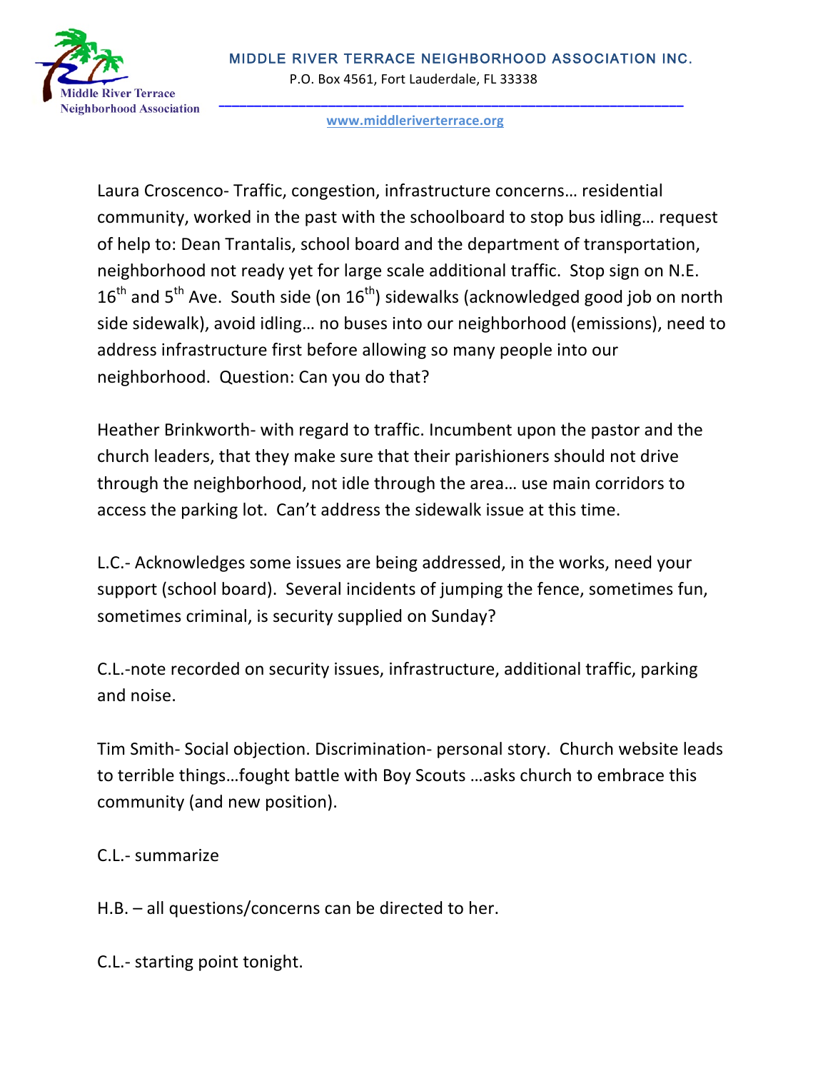Laura Croscenco- Traffic, congestion, infrastructure concerns… residential community, worked in the past with the schoolboard to stop bus idling… request of help to: Dean Trantalis, school board and the department of transportation, neighborhood not ready yet for large scale additional traffic. Stop sign on N.E. 16th and 5th Ave. South side (on 16th) sidewalks (acknowledged good job on north side sidewalk), avoid idling… no buses into our neighborhood (emissions), need to address infrastructure first before allowing so many people into our neighborhood. Question: Can you do that?

Heather Brinkworth- with regard to traffic. Incumbent upon the pastor and the church leaders, that they make sure that their parishioners should not drive through the neighborhood, not idle through the area… use main corridors to access the parking lot. Can't address the sidewalk issue at this time.

L.C.- Acknowledges some issues are being addressed, in the works, need your support (school board). Several incidents of jumping the fence, sometimes fun, sometimes criminal, is security supplied on Sunday?

C.L.-note recorded on security issues, infrastructure, additional traffic, parking and noise.

Tim Smith- Social objection. Discrimination- personal story. Church website leads to terrible things…fought battle with Boy Scouts …asks church to embrace this community (and new position).

C.L.- summarize

H.B. – all questions/concerns can be directed to her.

C.L.- starting point tonight.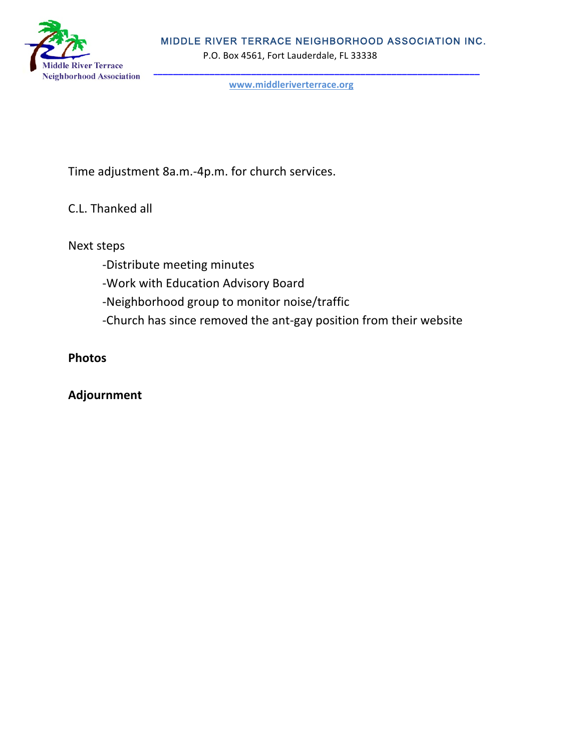Time adjustment 8a.m.-4p.m. for church services.

C.L. Thanked all

Next steps

- -Distribute meeting minutes
- -Work with Education Advisory Board
- -Neighborhood group to monitor noise/traffic
- -Church has since removed the ant-gay position from their website

**Photos**

**Adjournment**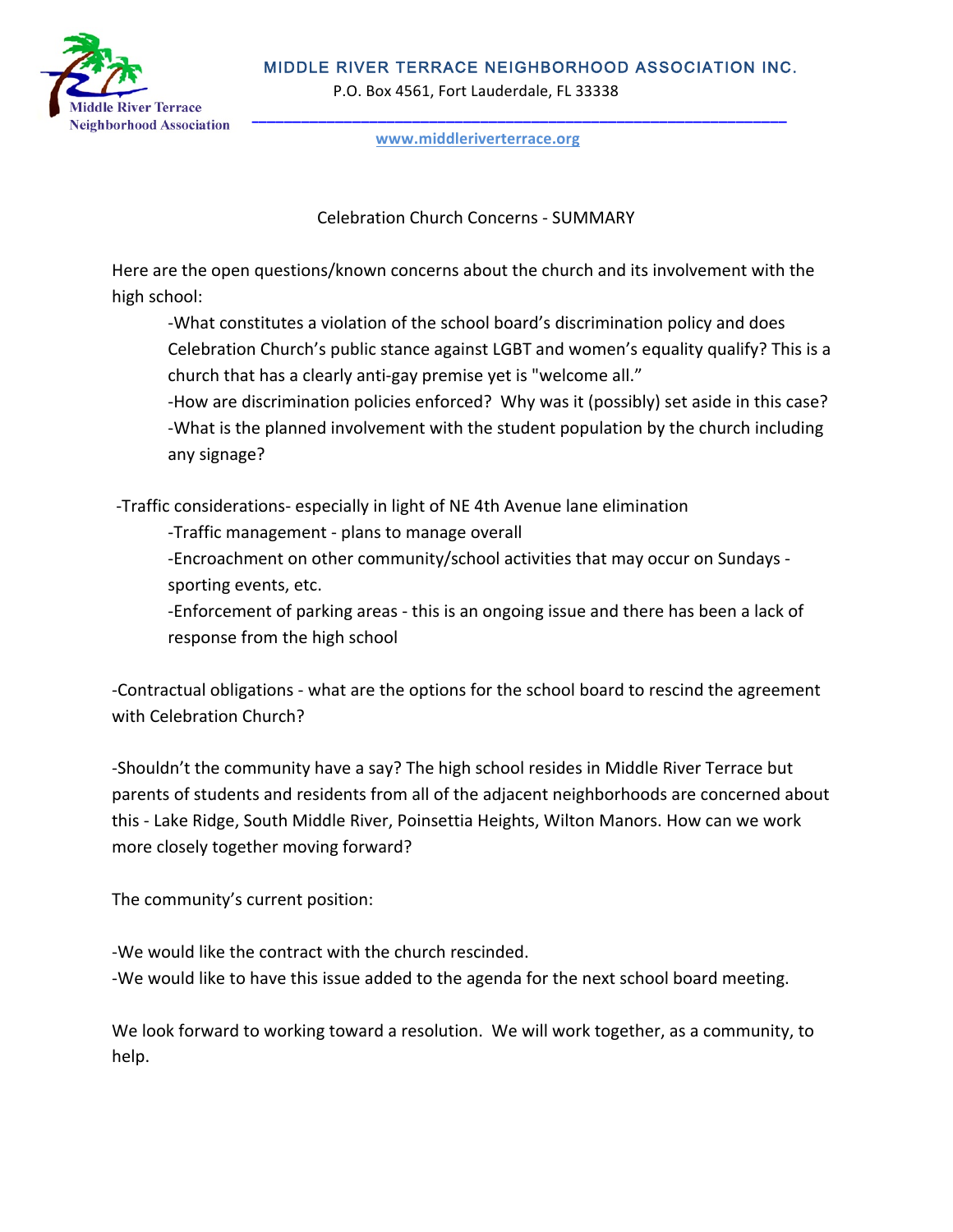MIDDLE RIVER TERRACE NEIGHBORHOOD ASSOCIATION INC.

P.O. Box 4561, Fort Lauderdale, FL 33338

www.middleriverterrace.org

Middle River Terrace Neighborhood Association

## Celebration Church Concerns - SUMMARY

Here are the open questions/known concerns about the church and its involvement with the high school:

- -What constitutes a violation of the school board's discrimination policy and does Celebration Church's public stance against LGBT and women's equality qualify? This is a church that has a clearly anti-gay premise yet is "welcome all."
- -How are discrimination policies enforced? Why was it (possibly) set aside in this case?
- -What is the planned involvement with the student population by the church including any signage?

-Traffic considerations- especially in light of NE 4th Avenue lane elimination

- -Traffic management - plans to manage overall
- -Encroachment on other community/school activities that may occur on Sundays - sporting events, etc.
- -Enforcement of parking areas - this is an ongoing issue and there has been a lack of response from the high school

-Contractual obligations - what are the options for the school board to rescind the agreement with Celebration Church?

-Shouldn't the community have a say? The high school resides in Middle River Terrace but parents of students and residents from all of the adjacent neighborhoods are concerned about this - Lake Ridge, South Middle River, Poinsettia Heights, Wilton Manors. How can we work more closely together moving forward?

The community's current position:

-We would like the contract with the church rescinded.

-We would like to have this issue added to the agenda for the next school board meeting.

We look forward to working toward a resolution. We will work together, as a community, to help.